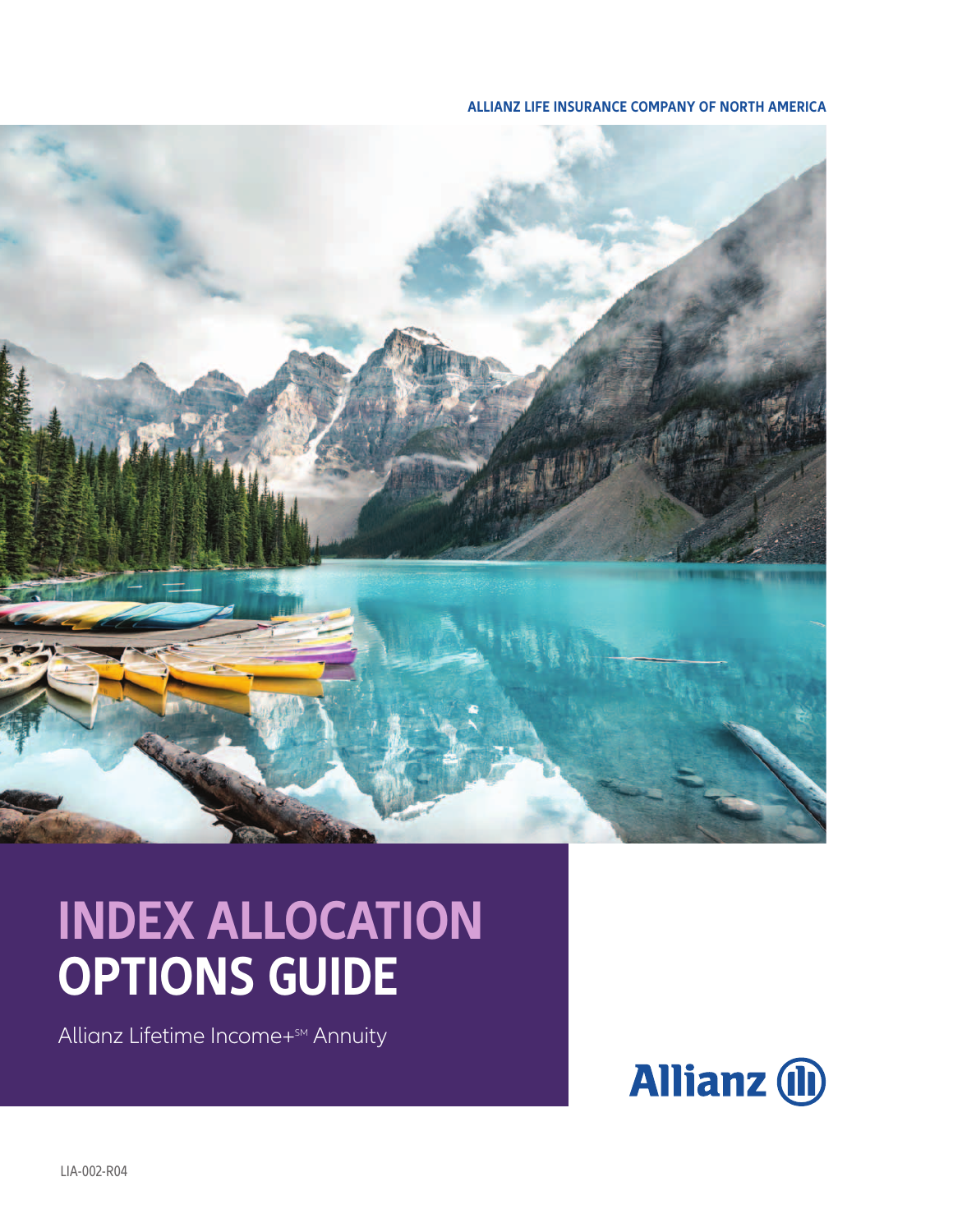ALLIANZ LIFE INSURANCE COMPANY OF NORTH AMERICA

# INDEX ALLOCATION OPTIONS GUIDE

Allianz Lifetime Income+℠ Annuity

Allianz

LIA-002-R04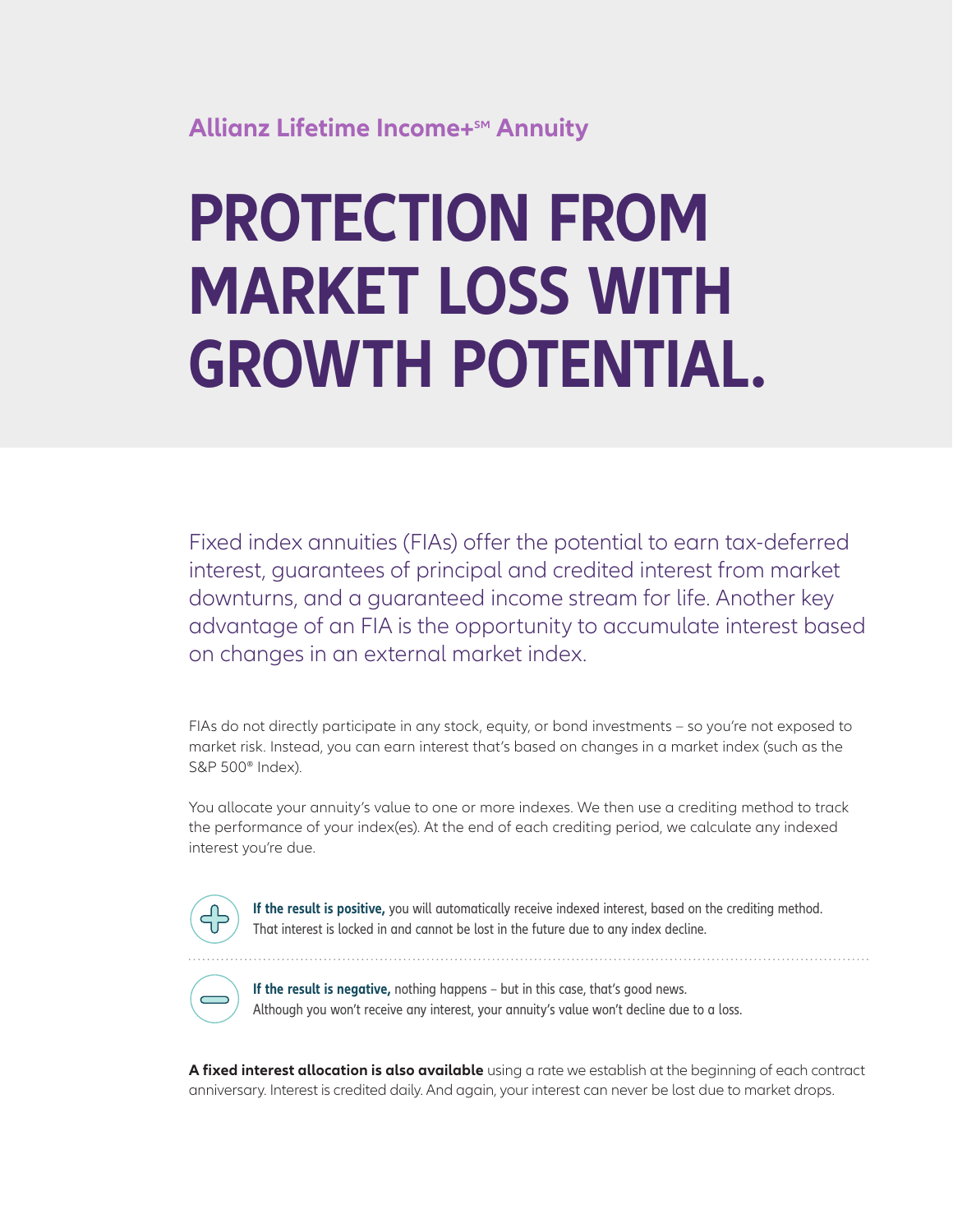Allianz Lifetime Income+℠ Annuity

# PROTECTION FROM MARKET LOSS WITH GROWTH POTENTIAL.

Fixed index annuities (FIAs) offer the potential to earn tax-deferred interest, guarantees of principal and credited interest from market downturns, and a guaranteed income stream for life. Another key advantage of an FIA is the opportunity to accumulate interest based on changes in an external market index.

FIAs do not directly participate in any stock, equity, or bond investments – so you're not exposed to market risk. Instead, you can earn interest that's based on changes in a market index (such as the S&P 500® Index).

You allocate your annuity's value to one or more indexes. We then use a crediting method to track the performance of your index(es). At the end of each crediting period, we calculate any indexed interest you're due.

**If the result is positive,** you will automatically receive indexed interest, based on the crediting method. That interest is locked in and cannot be lost in the future due to any index decline.

**If the result is negative,** nothing happens – but in this case, that's good news. Although you won't receive any interest, your annuity's value won't decline due to a loss.

**A fixed interest allocation is also available** using a rate we establish at the beginning of each contract anniversary. Interest is credited daily. And again, your interest can never be lost due to market drops.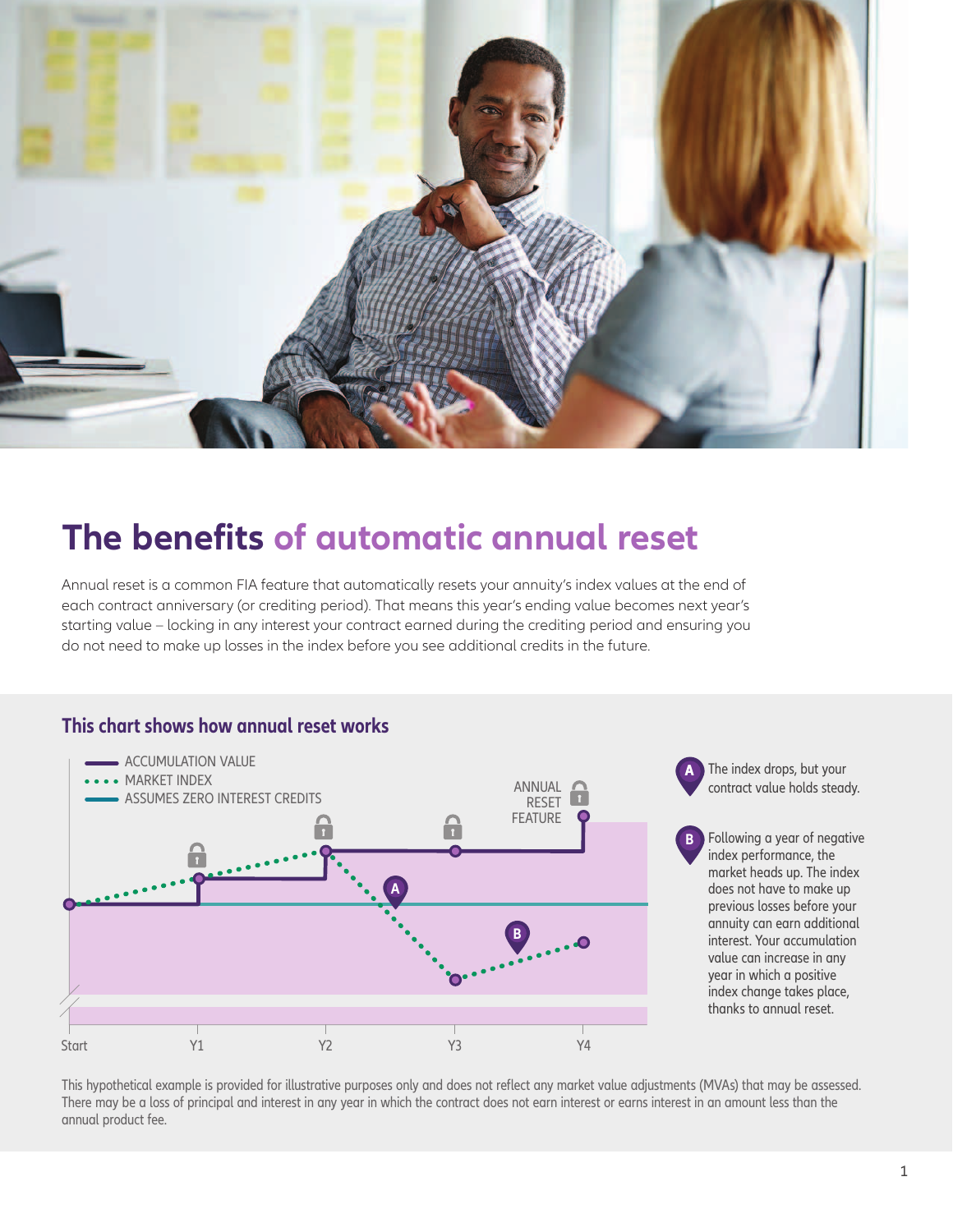# The benefits of automatic annual reset

Annual reset is a common FIA feature that automatically resets your annuity's index values at the end of each contract anniversary (or crediting period). That means this year's ending value becomes next year's starting value – locking in any interest your contract earned during the crediting period and ensuring you do not need to make up losses in the index before you see additional credits in the future.

## This chart shows how annual reset works

ACCUMULATION VALUE

MARKET INDEX

ASSUMES ZERO INTEREST CREDITS

ANNUAL RESET FEATURE

Start Y1 Y2 Y3 Y4

**A** The index drops, but your contract value holds steady.

**B** Following a year of negative index performance, the market heads up. The index does not have to make up previous losses before your annuity can earn additional interest. Your accumulation value can increase in any year in which a positive index change takes place, thanks to annual reset.

This hypothetical example is provided for illustrative purposes only and does not reflect any market value adjustments (MVAs) that may be assessed. There may be a loss of principal and interest in any year in which the contract does not earn interest or earns interest in an amount less than the annual product fee.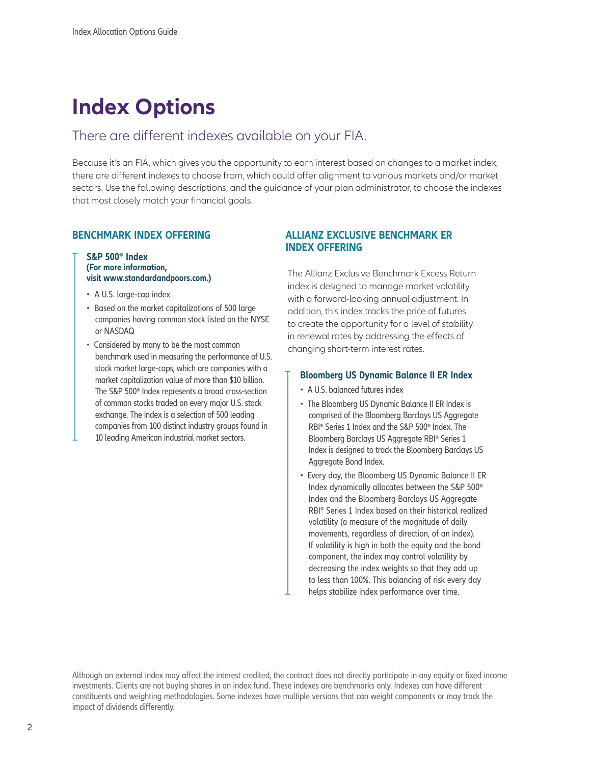# Index Options

## There are different indexes available on your FIA.

Because it's an FIA, which gives you the opportunity to earn interest based on changes to a market index, there are different indexes to choose from, which could offer alignment to various markets and/or market sectors. Use the following descriptions, and the guidance of your plan administrator, to choose the indexes that most closely match your financial goals.

### BENCHMARK INDEX OFFERING

**S&P 500® Index**
**(For more information, visit www.standardandpoors.com.)**

- A U.S. large-cap index
- Based on the market capitalizations of 500 large companies having common stock listed on the NYSE or NASDAQ
- Considered by many to be the most common benchmark used in measuring the performance of U.S. stock market large-caps, which are companies with a market capitalization value of more than $10 billion. The S&P 500® Index represents a broad cross-section of common stocks traded on every major U.S. stock exchange. The index is a selection of 500 leading companies from 100 distinct industry groups found in 10 leading American industrial market sectors.

### ALLIANZ EXCLUSIVE BENCHMARK ER INDEX OFFERING

The Allianz Exclusive Benchmark Excess Return index is designed to manage market volatility with a forward-looking annual adjustment. In addition, this index tracks the price of futures to create the opportunity for a level of stability in renewal rates by addressing the effects of changing short-term interest rates.

**Bloomberg US Dynamic Balance II ER Index**

- A U.S. balanced futures index
- The Bloomberg US Dynamic Balance II ER Index is comprised of the Bloomberg Barclays US Aggregate RBI® Series 1 Index and the S&P 500® Index. The Bloomberg Barclays US Aggregate RBI® Series 1 Index is designed to track the Bloomberg Barclays US Aggregate Bond Index.
- Every day, the Bloomberg US Dynamic Balance II ER Index dynamically allocates between the S&P 500® Index and the Bloomberg Barclays US Aggregate RBI® Series 1 Index based on their historical realized volatility (a measure of the magnitude of daily movements, regardless of direction, of an index). If volatility is high in both the equity and the bond component, the index may control volatility by decreasing the index weights so that they add up to less than 100%. This balancing of risk every day helps stabilize index performance over time.

Although an external index may affect the interest credited, the contract does not directly participate in any equity or fixed income investments. Clients are not buying shares in an index fund. These indexes are benchmarks only. Indexes can have different constituents and weighting methodologies. Some indexes have multiple versions that can weight components or may track the impact of dividends differently.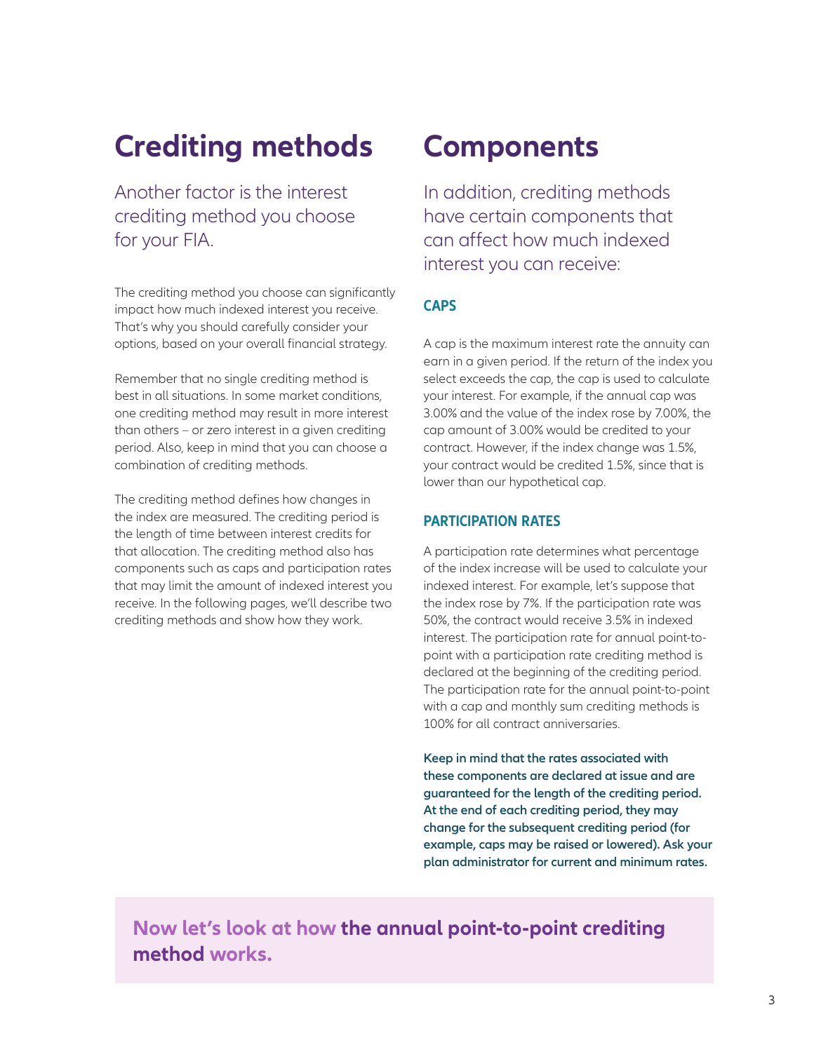# Crediting methods

Another factor is the interest crediting method you choose for your FIA.

The crediting method you choose can significantly impact how much indexed interest you receive. That's why you should carefully consider your options, based on your overall financial strategy.

Remember that no single crediting method is best in all situations. In some market conditions, one crediting method may result in more interest than others – or zero interest in a given crediting period. Also, keep in mind that you can choose a combination of crediting methods.

The crediting method defines how changes in the index are measured. The crediting period is the length of time between interest credits for that allocation. The crediting method also has components such as caps and participation rates that may limit the amount of indexed interest you receive. In the following pages, we'll describe two crediting methods and show how they work.

# Components

In addition, crediting methods have certain components that can affect how much indexed interest you can receive:

### CAPS

A cap is the maximum interest rate the annuity can earn in a given period. If the return of the index you select exceeds the cap, the cap is used to calculate your interest. For example, if the annual cap was 3.00% and the value of the index rose by 7.00%, the cap amount of 3.00% would be credited to your contract. However, if the index change was 1.5%, your contract would be credited 1.5%, since that is lower than our hypothetical cap.

### PARTICIPATION RATES

A participation rate determines what percentage of the index increase will be used to calculate your indexed interest. For example, let's suppose that the index rose by 7%. If the participation rate was 50%, the contract would receive 3.5% in indexed interest. The participation rate for annual point-to-point with a participation rate crediting method is declared at the beginning of the crediting period. The participation rate for the annual point-to-point with a cap and monthly sum crediting methods is 100% for all contract anniversaries.

**Keep in mind that the rates associated with these components are declared at issue and are guaranteed for the length of the crediting period. At the end of each crediting period, they may change for the subsequent crediting period (for example, caps may be raised or lowered). Ask your plan administrator for current and minimum rates.**

**Now let's look at how the annual point-to-point crediting method works.**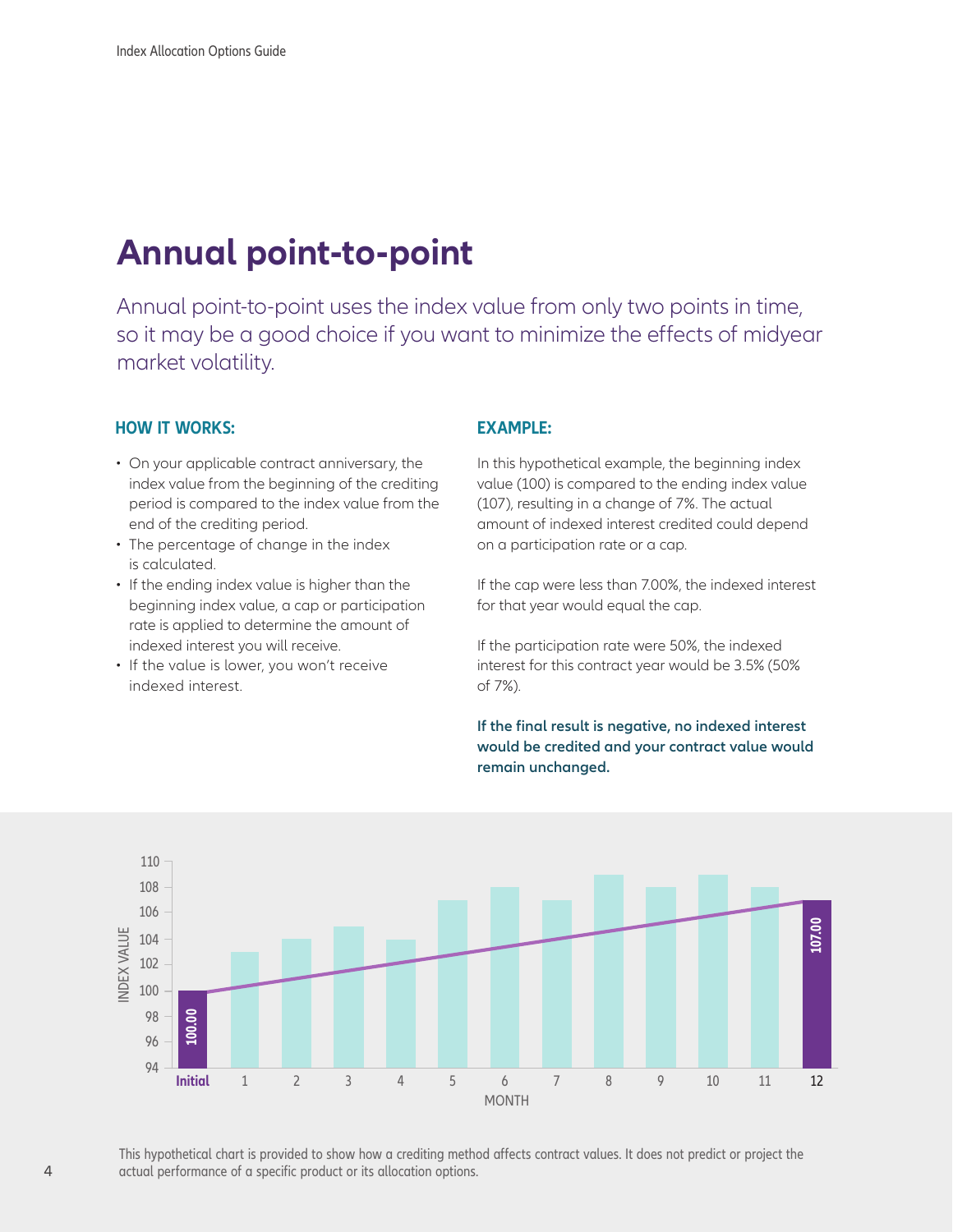# Annual point-to-point

Annual point-to-point uses the index value from only two points in time, so it may be a good choice if you want to minimize the effects of midyear market volatility.

## HOW IT WORKS:

- On your applicable contract anniversary, the index value from the beginning of the crediting period is compared to the index value from the end of the crediting period.
- The percentage of change in the index is calculated.
- If the ending index value is higher than the beginning index value, a cap or participation rate is applied to determine the amount of indexed interest you will receive.
- If the value is lower, you won't receive indexed interest.

## EXAMPLE:

In this hypothetical example, the beginning index value (100) is compared to the ending index value (107), resulting in a change of 7%. The actual amount of indexed interest credited could depend on a participation rate or a cap.

If the cap were less than 7.00%, the indexed interest for that year would equal the cap.

If the participation rate were 50%, the indexed interest for this contract year would be 3.5% (50% of 7%).

**If the final result is negative, no indexed interest would be credited and your contract value would remain unchanged.**

INDEX VALUE (94–110) by MONTH (Initial, 1–12): Initial 100.00; 12: 107.00

This hypothetical chart is provided to show how a crediting method affects contract values. It does not predict or project the actual performance of a specific product or its allocation options.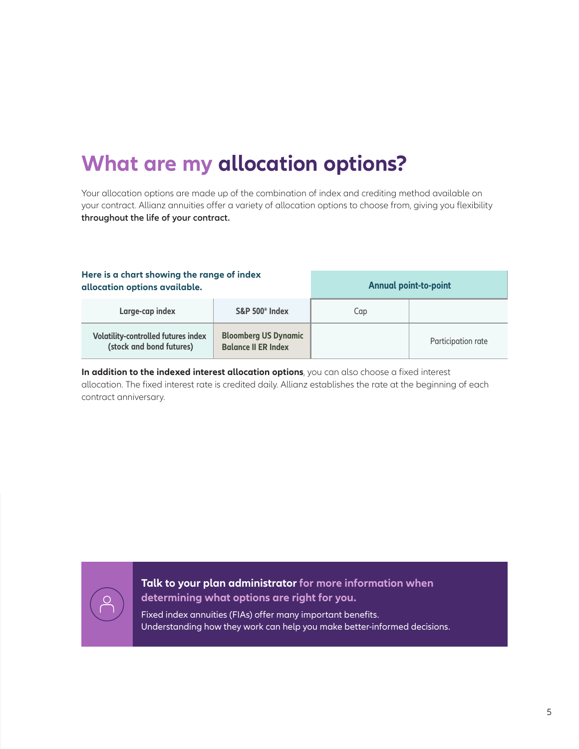# What are my allocation options?

Your allocation options are made up of the combination of index and crediting method available on your contract. Allianz annuities offer a variety of allocation options to choose from, giving you flexibility **throughout the life of your contract.**

**Here is a chart showing the range of index allocation options available.**

| | | Annual point-to-point | |
|---|---|---|---|
| Large-cap index | S&P 500® Index | Cap | |
| Volatility-controlled futures index (stock and bond futures) | Bloomberg US Dynamic Balance II ER Index | | Participation rate |

**In addition to the indexed interest allocation options**, you can also choose a fixed interest allocation. The fixed interest rate is credited daily. Allianz establishes the rate at the beginning of each contract anniversary.

**Talk to your plan administrator for more information when determining what options are right for you.**

Fixed index annuities (FIAs) offer many important benefits. Understanding how they work can help you make better-informed decisions.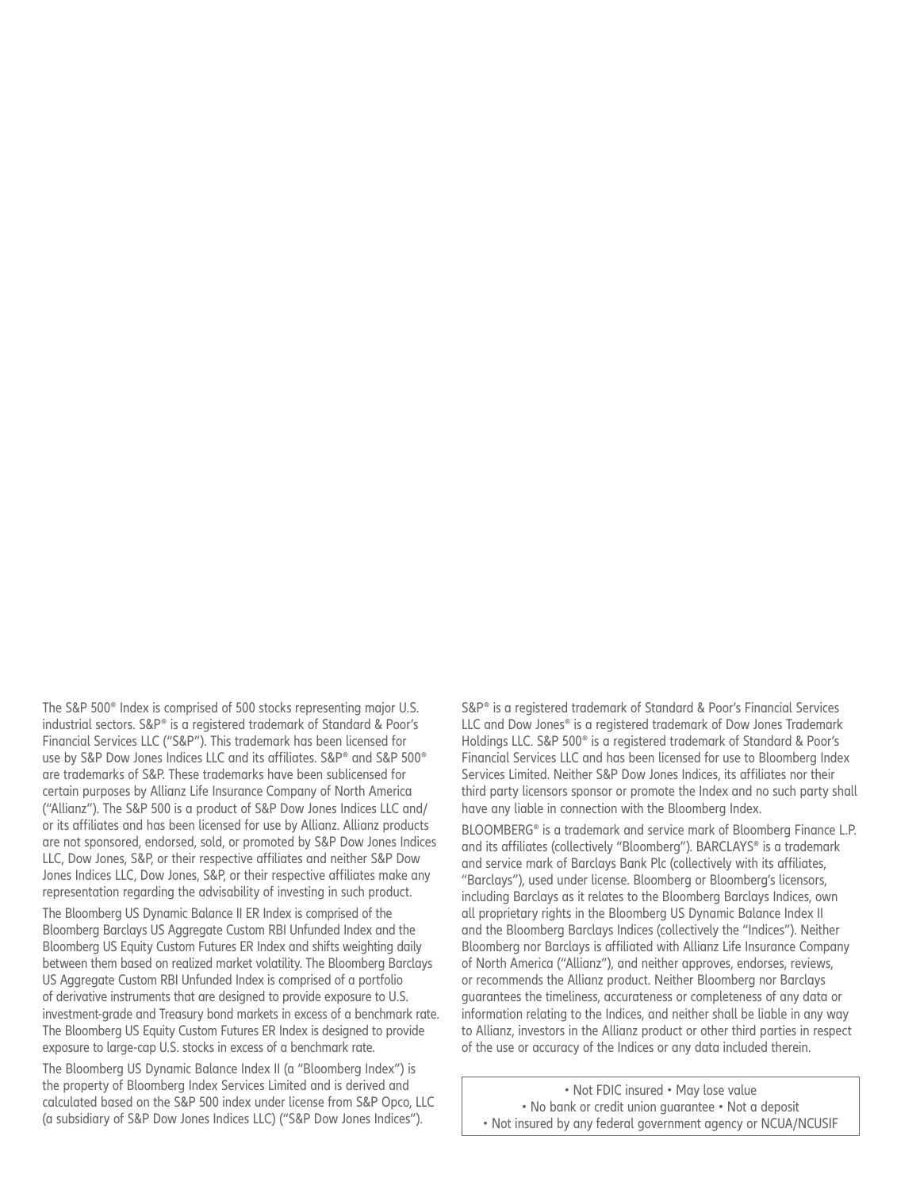The S&P 500® Index is comprised of 500 stocks representing major U.S. industrial sectors. S&P® is a registered trademark of Standard & Poor's Financial Services LLC ("S&P"). This trademark has been licensed for use by S&P Dow Jones Indices LLC and its affiliates. S&P® and S&P 500® are trademarks of S&P. These trademarks have been sublicensed for certain purposes by Allianz Life Insurance Company of North America ("Allianz"). The S&P 500 is a product of S&P Dow Jones Indices LLC and/or its affiliates and has been licensed for use by Allianz. Allianz products are not sponsored, endorsed, sold, or promoted by S&P Dow Jones Indices LLC, Dow Jones, S&P, or their respective affiliates and neither S&P Dow Jones Indices LLC, Dow Jones, S&P, or their respective affiliates make any representation regarding the advisability of investing in such product.

The Bloomberg US Dynamic Balance II ER Index is comprised of the Bloomberg Barclays US Aggregate Custom RBI Unfunded Index and the Bloomberg US Equity Custom Futures ER Index and shifts weighting daily between them based on realized market volatility. The Bloomberg Barclays US Aggregate Custom RBI Unfunded Index is comprised of a portfolio of derivative instruments that are designed to provide exposure to U.S. investment-grade and Treasury bond markets in excess of a benchmark rate. The Bloomberg US Equity Custom Futures ER Index is designed to provide exposure to large-cap U.S. stocks in excess of a benchmark rate.

The Bloomberg US Dynamic Balance Index II (a "Bloomberg Index") is the property of Bloomberg Index Services Limited and is derived and calculated based on the S&P 500 index under license from S&P Opco, LLC (a subsidiary of S&P Dow Jones Indices LLC) ("S&P Dow Jones Indices").

S&P® is a registered trademark of Standard & Poor's Financial Services LLC and Dow Jones® is a registered trademark of Dow Jones Trademark Holdings LLC. S&P 500® is a registered trademark of Standard & Poor's Financial Services LLC and has been licensed for use to Bloomberg Index Services Limited. Neither S&P Dow Jones Indices, its affiliates nor their third party licensors sponsor or promote the Index and no such party shall have any liable in connection with the Bloomberg Index.

BLOOMBERG® is a trademark and service mark of Bloomberg Finance L.P. and its affiliates (collectively "Bloomberg"). BARCLAYS® is a trademark and service mark of Barclays Bank Plc (collectively with its affiliates, "Barclays"), used under license. Bloomberg or Bloomberg's licensors, including Barclays as it relates to the Bloomberg Barclays Indices, own all proprietary rights in the Bloomberg US Dynamic Balance Index II and the Bloomberg Barclays Indices (collectively the "Indices"). Neither Bloomberg nor Barclays is affiliated with Allianz Life Insurance Company of North America ("Allianz"), and neither approves, endorses, reviews, or recommends the Allianz product. Neither Bloomberg nor Barclays guarantees the timeliness, accurateness or completeness of any data or information relating to the Indices, and neither shall be liable in any way to Allianz, investors in the Allianz product or other third parties in respect of the use or accuracy of the Indices or any data included therein.

• Not FDIC insured • May lose value
• No bank or credit union guarantee • Not a deposit
• Not insured by any federal government agency or NCUA/NCUSIF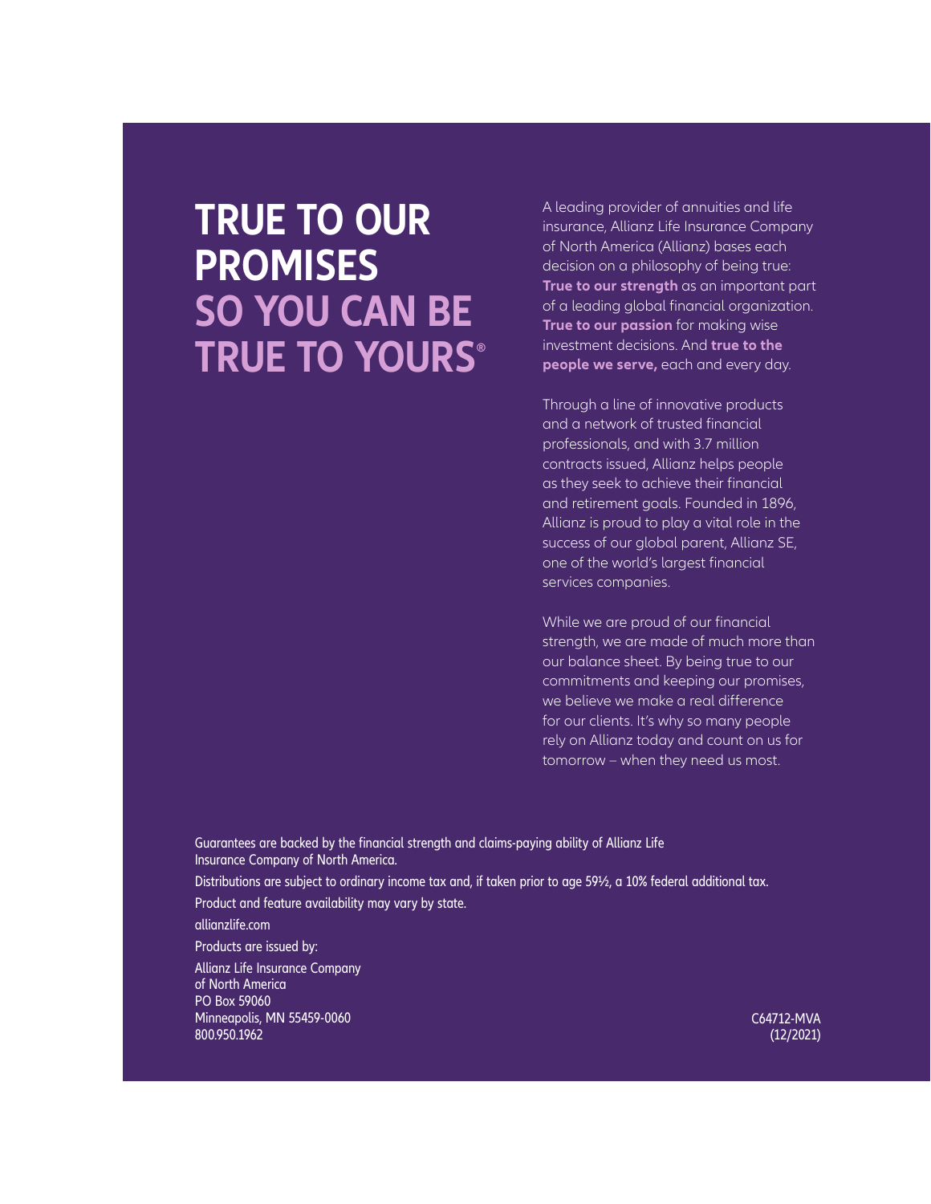# TRUE TO OUR PROMISES SO YOU CAN BE TRUE TO YOURS®

A leading provider of annuities and life insurance, Allianz Life Insurance Company of North America (Allianz) bases each decision on a philosophy of being true: **True to our strength** as an important part of a leading global financial organization. **True to our passion** for making wise investment decisions. And **true to the people we serve,** each and every day.

Through a line of innovative products and a network of trusted financial professionals, and with 3.7 million contracts issued, Allianz helps people as they seek to achieve their financial and retirement goals. Founded in 1896, Allianz is proud to play a vital role in the success of our global parent, Allianz SE, one of the world's largest financial services companies.

While we are proud of our financial strength, we are made of much more than our balance sheet. By being true to our commitments and keeping our promises, we believe we make a real difference for our clients. It's why so many people rely on Allianz today and count on us for tomorrow – when they need us most.

Guarantees are backed by the financial strength and claims-paying ability of Allianz Life Insurance Company of North America.

Distributions are subject to ordinary income tax and, if taken prior to age 59½, a 10% federal additional tax.

Product and feature availability may vary by state.

allianzlife.com

Products are issued by:

Allianz Life Insurance Company
of North America
PO Box 59060
Minneapolis, MN 55459-0060
800.950.1962

C64712-MVA
(12/2021)